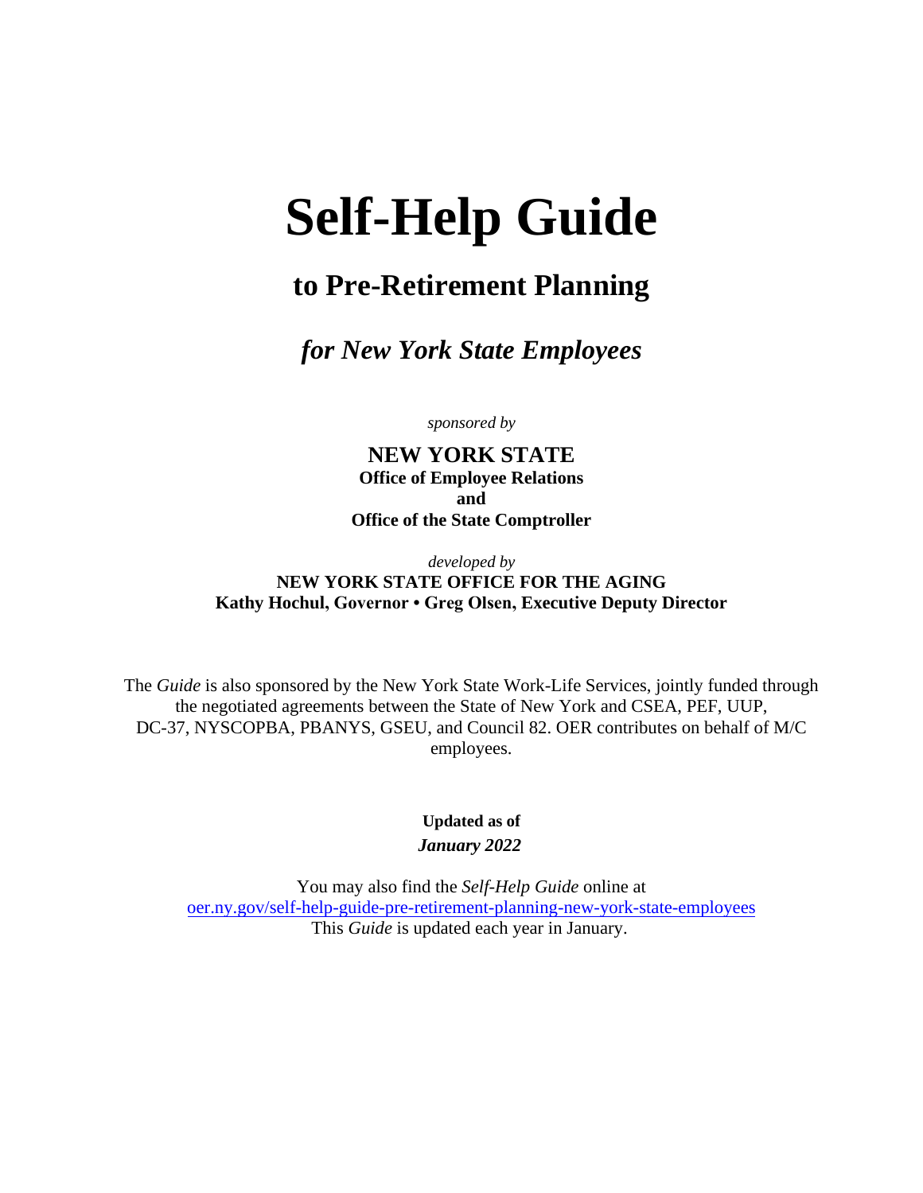# Self-Help Guide

## to Pre-Retirement Planning

### *for New York State Employees*

*sponsored by*

**NEW YORK STATE**
**Office of Employee Relations**
**and**
**Office of the State Comptroller**

*developed by*
**NEW YORK STATE OFFICE FOR THE AGING**
**Kathy Hochul, Governor • Greg Olsen, Executive Deputy Director**

The *Guide* is also sponsored by the New York State Work-Life Services, jointly funded through the negotiated agreements between the State of New York and CSEA, PEF, UUP, DC-37, NYSCOPBA, PBANYS, GSEU, and Council 82. OER contributes on behalf of M/C employees.

**Updated as of**
***January 2022***

You may also find the *Self-Help Guide* online at
[oer.ny.gov/self-help-guide-pre-retirement-planning-new-york-state-employees](oer.ny.gov/self-help-guide-pre-retirement-planning-new-york-state-employees)
This *Guide* is updated each year in January.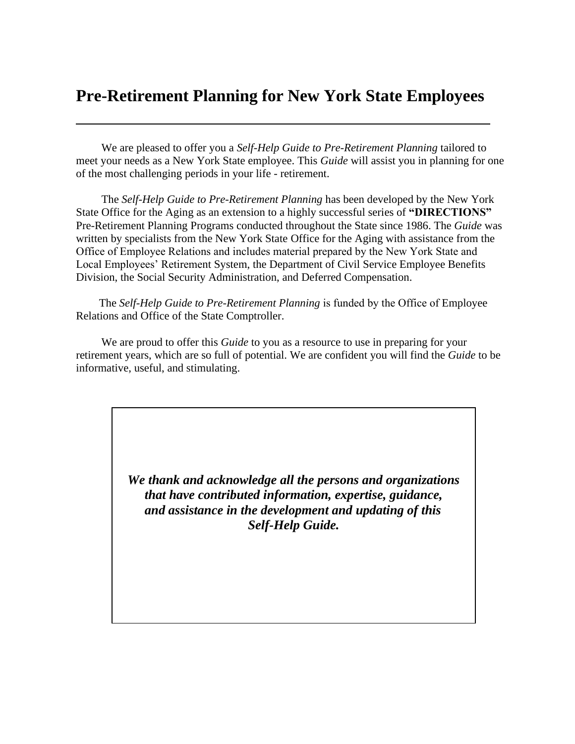# Pre-Retirement Planning for New York State Employees

---

We are pleased to offer you a *Self-Help Guide to Pre-Retirement Planning* tailored to meet your needs as a New York State employee. This *Guide* will assist you in planning for one of the most challenging periods in your life - retirement.

The *Self-Help Guide to Pre-Retirement Planning* has been developed by the New York State Office for the Aging as an extension to a highly successful series of **"DIRECTIONS"** Pre-Retirement Planning Programs conducted throughout the State since 1986. The *Guide* was written by specialists from the New York State Office for the Aging with assistance from the Office of Employee Relations and includes material prepared by the New York State and Local Employees' Retirement System, the Department of Civil Service Employee Benefits Division, the Social Security Administration, and Deferred Compensation.

The *Self-Help Guide to Pre-Retirement Planning* is funded by the Office of Employee Relations and Office of the State Comptroller.

We are proud to offer this *Guide* to you as a resource to use in preparing for your retirement years, which are so full of potential. We are confident you will find the *Guide* to be informative, useful, and stimulating.

***We thank and acknowledge all the persons and organizations that have contributed information, expertise, guidance, and assistance in the development and updating of this Self-Help Guide.***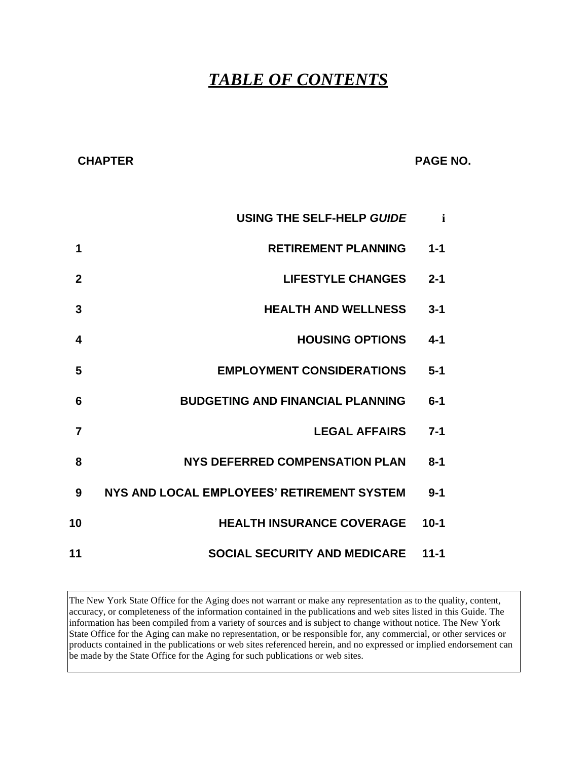# *TABLE OF CONTENTS*

| CHAPTER | | PAGE NO. |
|---|---|---|
| | USING THE SELF-HELP *GUIDE* | i |
| 1 | RETIREMENT PLANNING | 1-1 |
| 2 | LIFESTYLE CHANGES | 2-1 |
| 3 | HEALTH AND WELLNESS | 3-1 |
| 4 | HOUSING OPTIONS | 4-1 |
| 5 | EMPLOYMENT CONSIDERATIONS | 5-1 |
| 6 | BUDGETING AND FINANCIAL PLANNING | 6-1 |
| 7 | LEGAL AFFAIRS | 7-1 |
| 8 | NYS DEFERRED COMPENSATION PLAN | 8-1 |
| 9 | NYS AND LOCAL EMPLOYEES' RETIREMENT SYSTEM | 9-1 |
| 10 | HEALTH INSURANCE COVERAGE | 10-1 |
| 11 | SOCIAL SECURITY AND MEDICARE | 11-1 |

The New York State Office for the Aging does not warrant or make any representation as to the quality, content, accuracy, or completeness of the information contained in the publications and web sites listed in this Guide. The information has been compiled from a variety of sources and is subject to change without notice. The New York State Office for the Aging can make no representation, or be responsible for, any commercial, or other services or products contained in the publications or web sites referenced herein, and no expressed or implied endorsement can be made by the State Office for the Aging for such publications or web sites.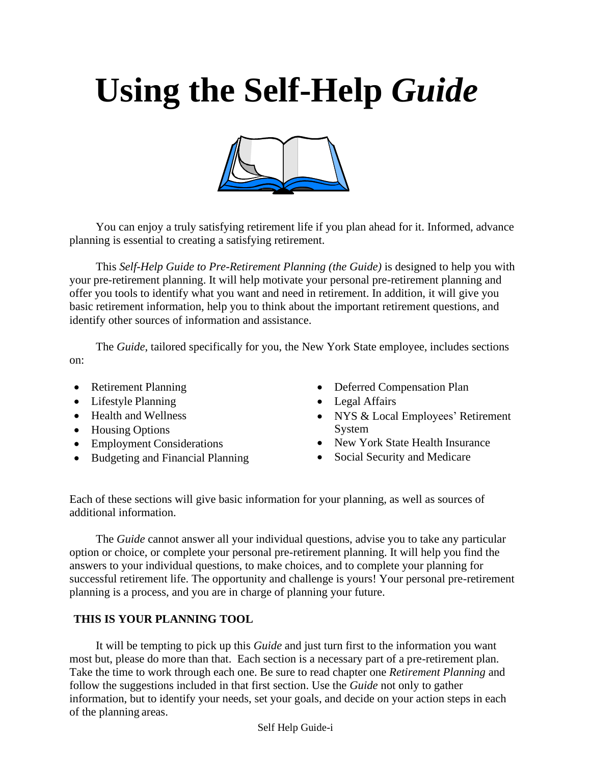# Using the Self-Help *Guide*

You can enjoy a truly satisfying retirement life if you plan ahead for it. Informed, advance planning is essential to creating a satisfying retirement.

This *Self-Help Guide to Pre-Retirement Planning (the Guide)* is designed to help you with your pre-retirement planning. It will help motivate your personal pre-retirement planning and offer you tools to identify what you want and need in retirement. In addition, it will give you basic retirement information, help you to think about the important retirement questions, and identify other sources of information and assistance.

The *Guide*, tailored specifically for you, the New York State employee, includes sections on:

- Retirement Planning
- Lifestyle Planning
- Health and Wellness
- Housing Options
- Employment Considerations
- Budgeting and Financial Planning
- Deferred Compensation Plan
- Legal Affairs
- NYS & Local Employees' Retirement System
- New York State Health Insurance
- Social Security and Medicare

Each of these sections will give basic information for your planning, as well as sources of additional information.

The *Guide* cannot answer all your individual questions, advise you to take any particular option or choice, or complete your personal pre-retirement planning. It will help you find the answers to your individual questions, to make choices, and to complete your planning for successful retirement life. The opportunity and challenge is yours! Your personal pre-retirement planning is a process, and you are in charge of planning your future.

**THIS IS YOUR PLANNING TOOL**

It will be tempting to pick up this *Guide* and just turn first to the information you want most but, please do more than that. Each section is a necessary part of a pre-retirement plan. Take the time to work through each one. Be sure to read chapter one *Retirement Planning* and follow the suggestions included in that first section. Use the *Guide* not only to gather information, but to identify your needs, set your goals, and decide on your action steps in each of the planning areas.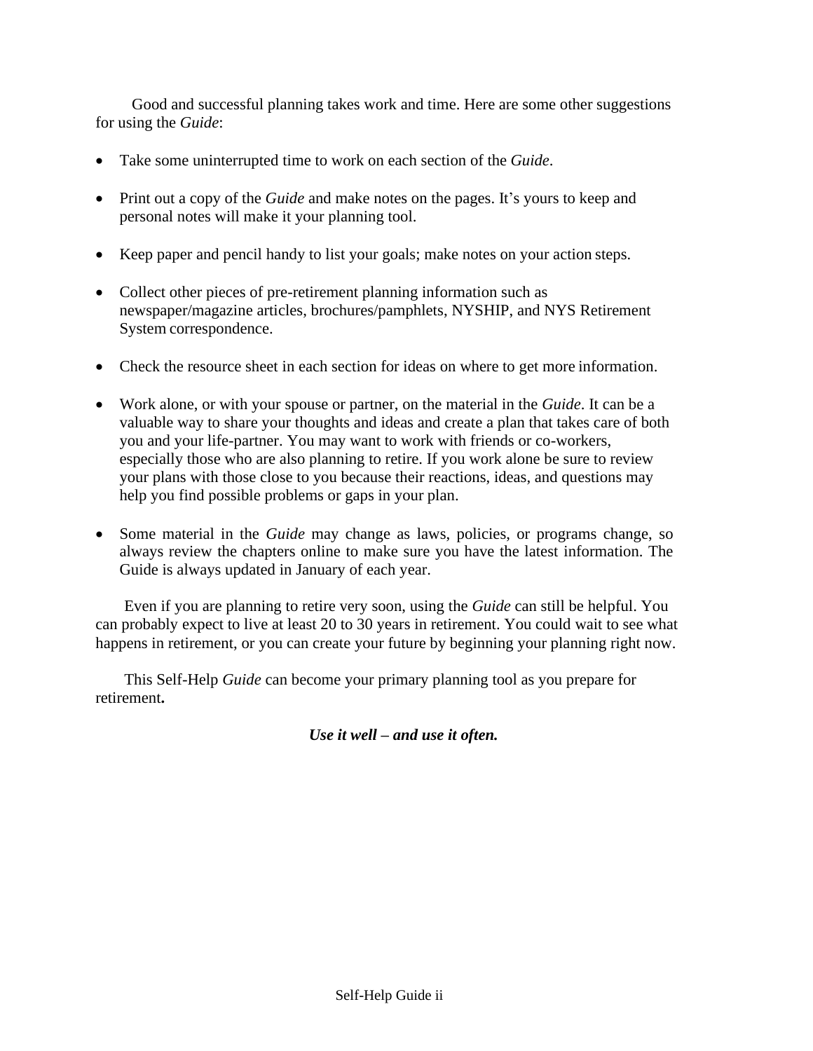Good and successful planning takes work and time. Here are some other suggestions for using the *Guide*:

- Take some uninterrupted time to work on each section of the *Guide*.
- Print out a copy of the *Guide* and make notes on the pages. It's yours to keep and personal notes will make it your planning tool.
- Keep paper and pencil handy to list your goals; make notes on your action steps.
- Collect other pieces of pre-retirement planning information such as newspaper/magazine articles, brochures/pamphlets, NYSHIP, and NYS Retirement System correspondence.
- Check the resource sheet in each section for ideas on where to get more information.
- Work alone, or with your spouse or partner, on the material in the *Guide*. It can be a valuable way to share your thoughts and ideas and create a plan that takes care of both you and your life-partner. You may want to work with friends or co-workers, especially those who are also planning to retire. If you work alone be sure to review your plans with those close to you because their reactions, ideas, and questions may help you find possible problems or gaps in your plan.
- Some material in the *Guide* may change as laws, policies, or programs change, so always review the chapters online to make sure you have the latest information. The Guide is always updated in January of each year.

Even if you are planning to retire very soon, using the *Guide* can still be helpful. You can probably expect to live at least 20 to 30 years in retirement. You could wait to see what happens in retirement, or you can create your future by beginning your planning right now.

This Self-Help *Guide* can become your primary planning tool as you prepare for retirement**.**

***Use it well – and use it often.***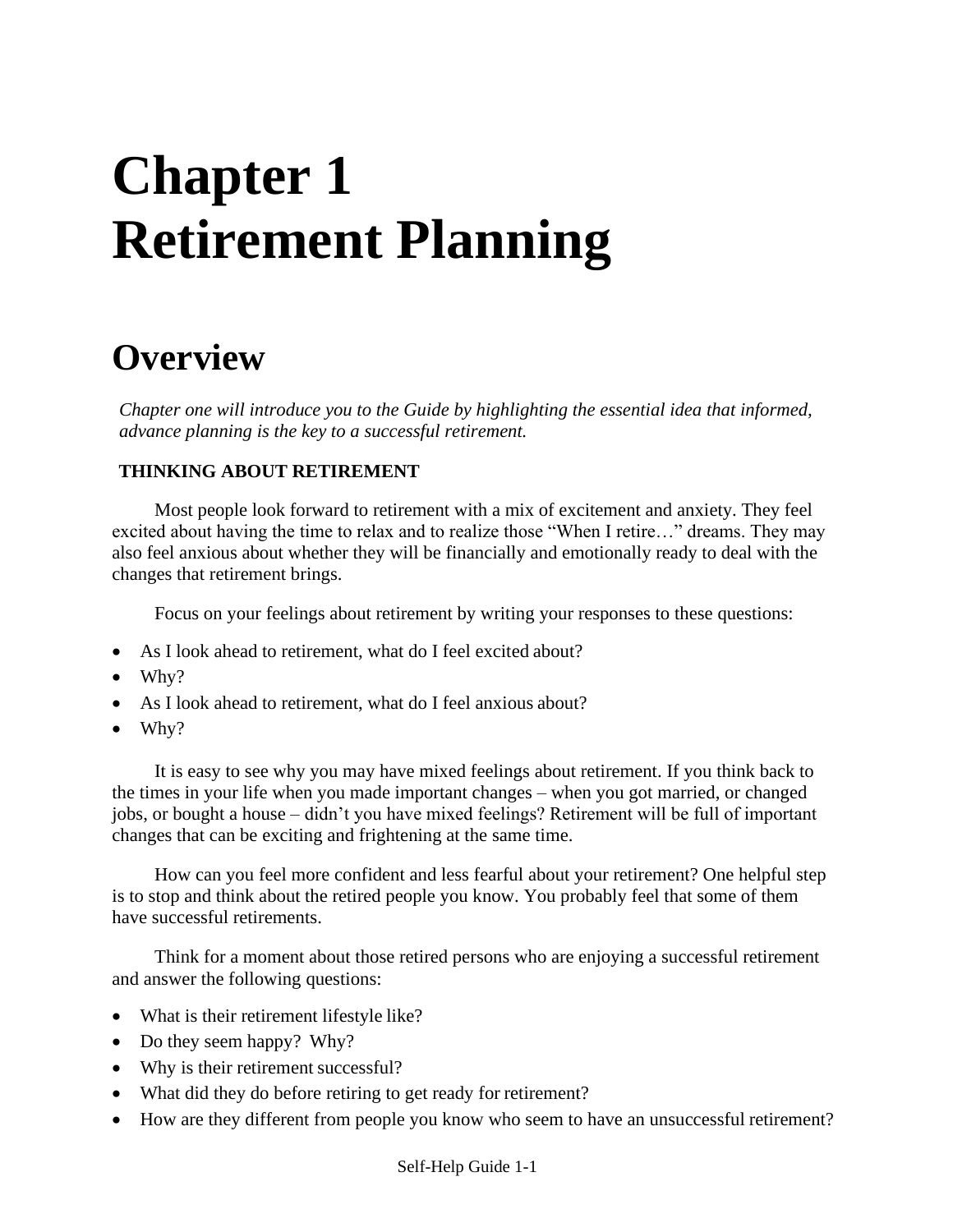# Chapter 1
# Retirement Planning

## Overview

*Chapter one will introduce you to the Guide by highlighting the essential idea that informed, advance planning is the key to a successful retirement.*

**THINKING ABOUT RETIREMENT**

Most people look forward to retirement with a mix of excitement and anxiety. They feel excited about having the time to relax and to realize those "When I retire…" dreams. They may also feel anxious about whether they will be financially and emotionally ready to deal with the changes that retirement brings.

Focus on your feelings about retirement by writing your responses to these questions:

- As I look ahead to retirement, what do I feel excited about?
- Why?
- As I look ahead to retirement, what do I feel anxious about?
- Why?

It is easy to see why you may have mixed feelings about retirement. If you think back to the times in your life when you made important changes – when you got married, or changed jobs, or bought a house – didn't you have mixed feelings? Retirement will be full of important changes that can be exciting and frightening at the same time.

How can you feel more confident and less fearful about your retirement? One helpful step is to stop and think about the retired people you know. You probably feel that some of them have successful retirements.

Think for a moment about those retired persons who are enjoying a successful retirement and answer the following questions:

- What is their retirement lifestyle like?
- Do they seem happy? Why?
- Why is their retirement successful?
- What did they do before retiring to get ready for retirement?
- How are they different from people you know who seem to have an unsuccessful retirement?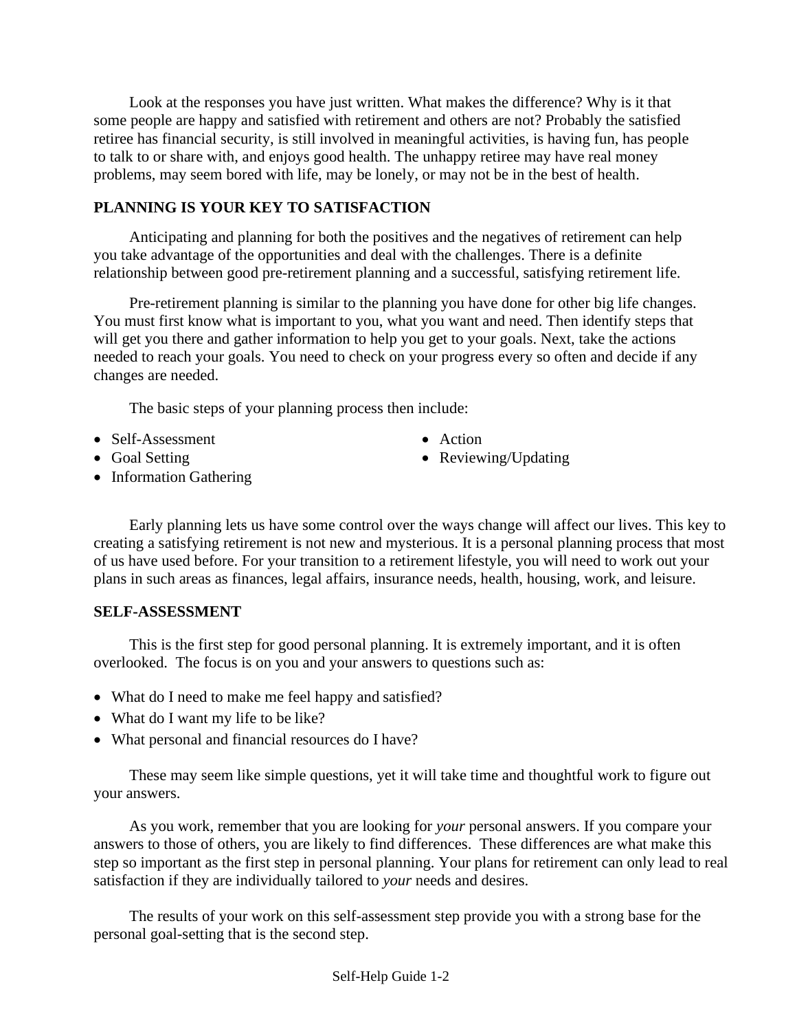Look at the responses you have just written. What makes the difference? Why is it that some people are happy and satisfied with retirement and others are not? Probably the satisfied retiree has financial security, is still involved in meaningful activities, is having fun, has people to talk to or share with, and enjoys good health. The unhappy retiree may have real money problems, may seem bored with life, may be lonely, or may not be in the best of health.

## PLANNING IS YOUR KEY TO SATISFACTION

Anticipating and planning for both the positives and the negatives of retirement can help you take advantage of the opportunities and deal with the challenges. There is a definite relationship between good pre-retirement planning and a successful, satisfying retirement life.

Pre-retirement planning is similar to the planning you have done for other big life changes. You must first know what is important to you, what you want and need. Then identify steps that will get you there and gather information to help you get to your goals. Next, take the actions needed to reach your goals. You need to check on your progress every so often and decide if any changes are needed.

The basic steps of your planning process then include:

- Self-Assessment
- Goal Setting
- Information Gathering
- Action
- Reviewing/Updating

Early planning lets us have some control over the ways change will affect our lives. This key to creating a satisfying retirement is not new and mysterious. It is a personal planning process that most of us have used before. For your transition to a retirement lifestyle, you will need to work out your plans in such areas as finances, legal affairs, insurance needs, health, housing, work, and leisure.

## SELF-ASSESSMENT

This is the first step for good personal planning. It is extremely important, and it is often overlooked. The focus is on you and your answers to questions such as:

- What do I need to make me feel happy and satisfied?
- What do I want my life to be like?
- What personal and financial resources do I have?

These may seem like simple questions, yet it will take time and thoughtful work to figure out your answers.

As you work, remember that you are looking for *your* personal answers. If you compare your answers to those of others, you are likely to find differences. These differences are what make this step so important as the first step in personal planning. Your plans for retirement can only lead to real satisfaction if they are individually tailored to *your* needs and desires.

The results of your work on this self-assessment step provide you with a strong base for the personal goal-setting that is the second step.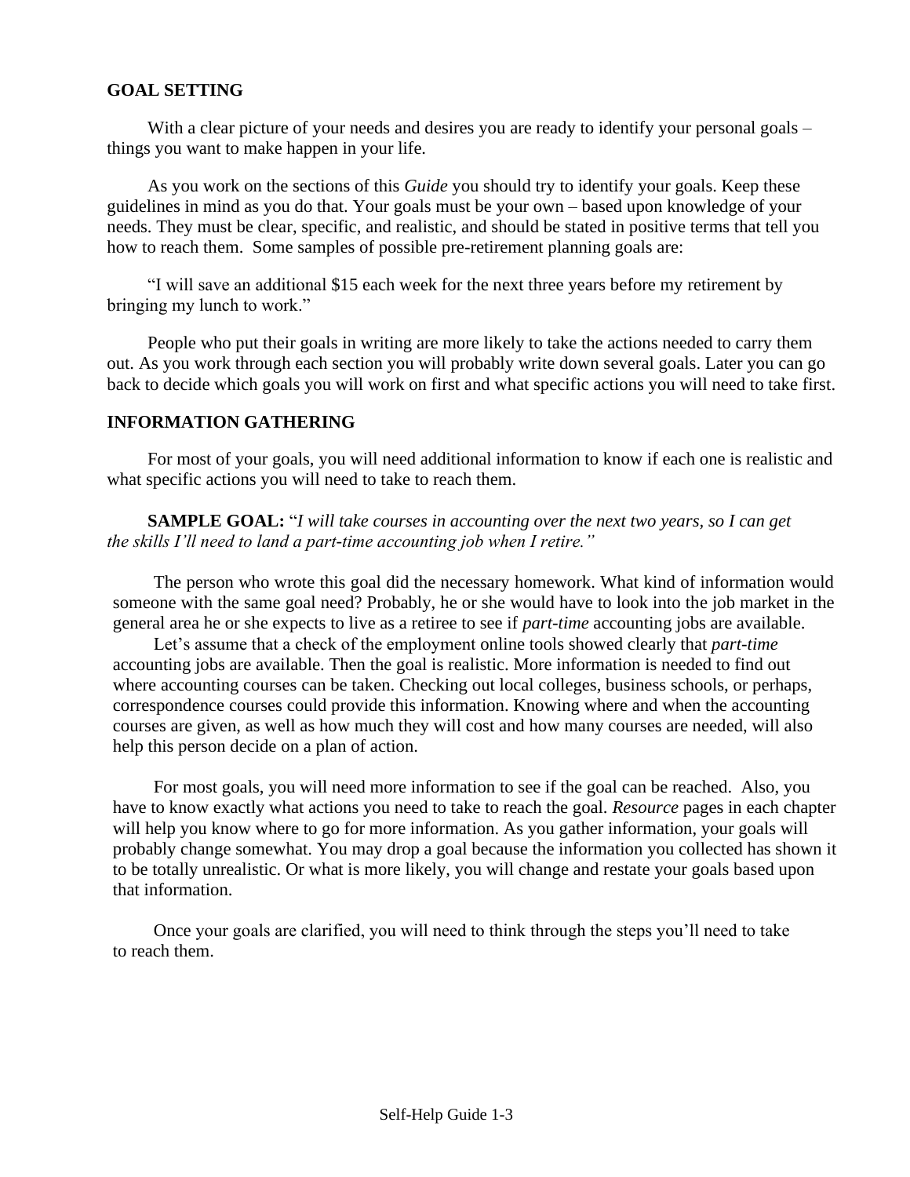## GOAL SETTING

With a clear picture of your needs and desires you are ready to identify your personal goals – things you want to make happen in your life.

As you work on the sections of this *Guide* you should try to identify your goals. Keep these guidelines in mind as you do that. Your goals must be your own – based upon knowledge of your needs. They must be clear, specific, and realistic, and should be stated in positive terms that tell you how to reach them. Some samples of possible pre-retirement planning goals are:

"I will save an additional $15 each week for the next three years before my retirement by bringing my lunch to work."

People who put their goals in writing are more likely to take the actions needed to carry them out. As you work through each section you will probably write down several goals. Later you can go back to decide which goals you will work on first and what specific actions you will need to take first.

## INFORMATION GATHERING

For most of your goals, you will need additional information to know if each one is realistic and what specific actions you will need to take to reach them.

**SAMPLE GOAL:** "*I will take courses in accounting over the next two years, so I can get the skills I'll need to land a part-time accounting job when I retire."*

The person who wrote this goal did the necessary homework. What kind of information would someone with the same goal need? Probably, he or she would have to look into the job market in the general area he or she expects to live as a retiree to see if *part-time* accounting jobs are available.

Let's assume that a check of the employment online tools showed clearly that *part-time* accounting jobs are available. Then the goal is realistic. More information is needed to find out where accounting courses can be taken. Checking out local colleges, business schools, or perhaps, correspondence courses could provide this information. Knowing where and when the accounting courses are given, as well as how much they will cost and how many courses are needed, will also help this person decide on a plan of action.

For most goals, you will need more information to see if the goal can be reached. Also, you have to know exactly what actions you need to take to reach the goal. *Resource* pages in each chapter will help you know where to go for more information. As you gather information, your goals will probably change somewhat. You may drop a goal because the information you collected has shown it to be totally unrealistic. Or what is more likely, you will change and restate your goals based upon that information.

Once your goals are clarified, you will need to think through the steps you'll need to take to reach them.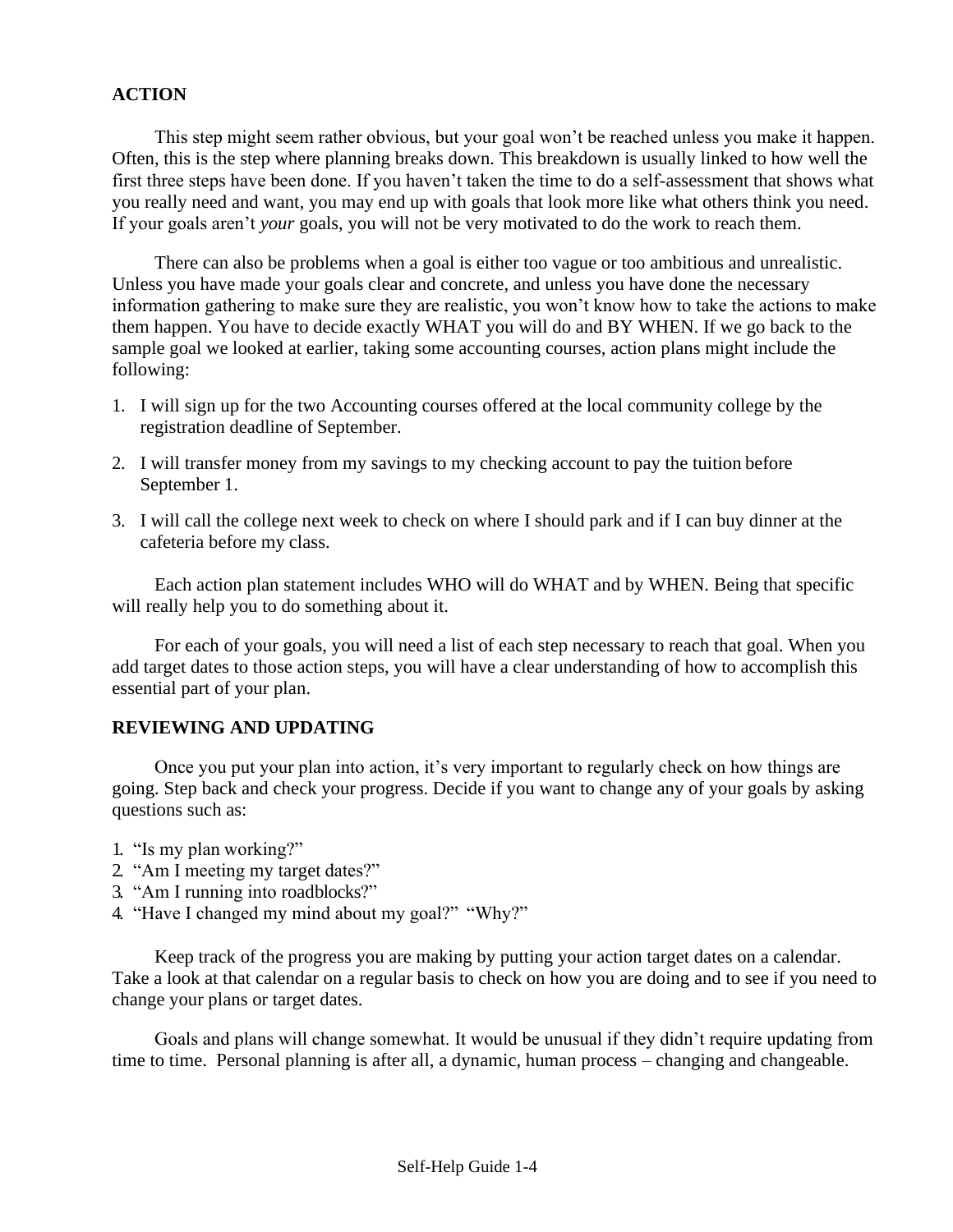## ACTION

This step might seem rather obvious, but your goal won't be reached unless you make it happen. Often, this is the step where planning breaks down. This breakdown is usually linked to how well the first three steps have been done. If you haven't taken the time to do a self-assessment that shows what you really need and want, you may end up with goals that look more like what others think you need. If your goals aren't *your* goals, you will not be very motivated to do the work to reach them.

There can also be problems when a goal is either too vague or too ambitious and unrealistic. Unless you have made your goals clear and concrete, and unless you have done the necessary information gathering to make sure they are realistic, you won't know how to take the actions to make them happen. You have to decide exactly WHAT you will do and BY WHEN. If we go back to the sample goal we looked at earlier, taking some accounting courses, action plans might include the following:

1. I will sign up for the two Accounting courses offered at the local community college by the registration deadline of September.
2. I will transfer money from my savings to my checking account to pay the tuition before September 1.
3. I will call the college next week to check on where I should park and if I can buy dinner at the cafeteria before my class.

Each action plan statement includes WHO will do WHAT and by WHEN. Being that specific will really help you to do something about it.

For each of your goals, you will need a list of each step necessary to reach that goal. When you add target dates to those action steps, you will have a clear understanding of how to accomplish this essential part of your plan.

## REVIEWING AND UPDATING

Once you put your plan into action, it's very important to regularly check on how things are going. Step back and check your progress. Decide if you want to change any of your goals by asking questions such as:

1. "Is my plan working?"
2. "Am I meeting my target dates?"
3. "Am I running into roadblocks?"
4. "Have I changed my mind about my goal?" "Why?"

Keep track of the progress you are making by putting your action target dates on a calendar. Take a look at that calendar on a regular basis to check on how you are doing and to see if you need to change your plans or target dates.

Goals and plans will change somewhat. It would be unusual if they didn't require updating from time to time. Personal planning is after all, a dynamic, human process – changing and changeable.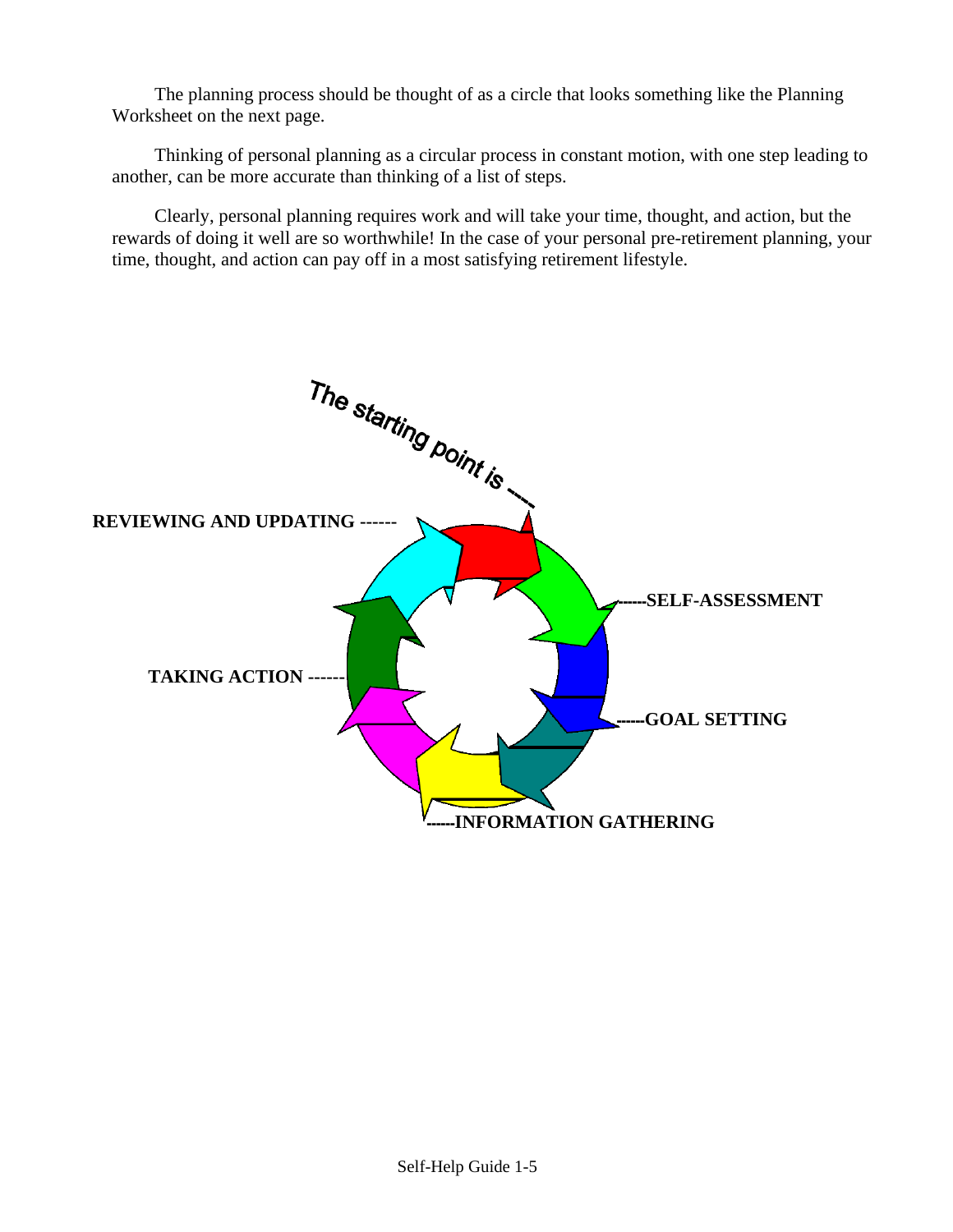The planning process should be thought of as a circle that looks something like the Planning Worksheet on the next page.

Thinking of personal planning as a circular process in constant motion, with one step leading to another, can be more accurate than thinking of a list of steps.

Clearly, personal planning requires work and will take your time, thought, and action, but the rewards of doing it well are so worthwhile! In the case of your personal pre-retirement planning, your time, thought, and action can pay off in a most satisfying retirement lifestyle.

The starting point is ------

**REVIEWING AND UPDATING ------**

**------SELF-ASSESSMENT**

**TAKING ACTION ------**

**------GOAL SETTING**

**------INFORMATION GATHERING**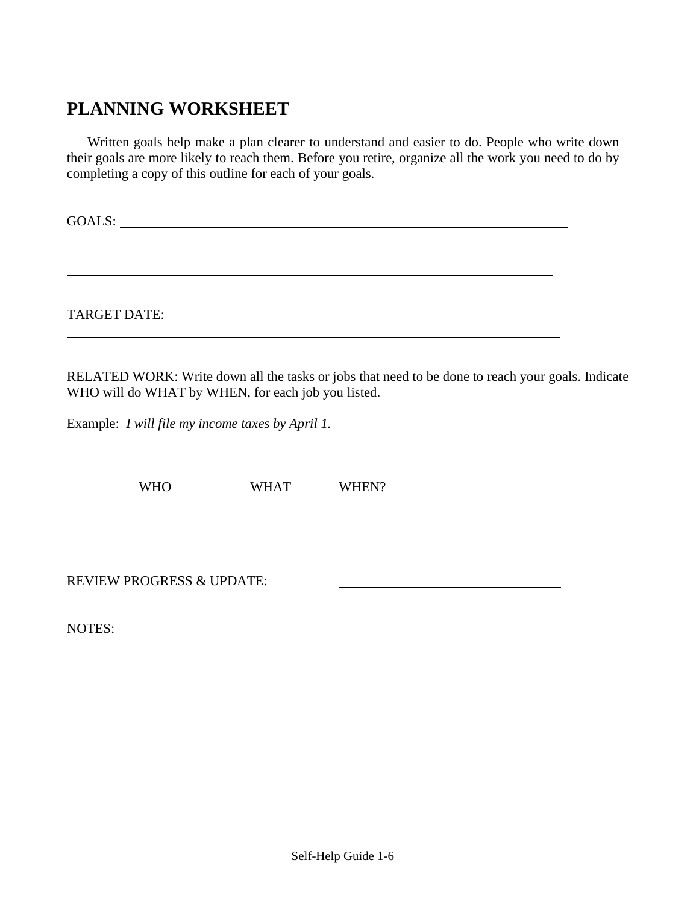# PLANNING WORKSHEET

Written goals help make a plan clearer to understand and easier to do. People who write down their goals are more likely to reach them. Before you retire, organize all the work you need to do by completing a copy of this outline for each of your goals.

GOALS: ______________________________________________________________________

______________________________________________________________________________

TARGET DATE:

______________________________________________________________________________

RELATED WORK: Write down all the tasks or jobs that need to be done to reach your goals. Indicate WHO will do WHAT by WHEN, for each job you listed.

Example: *I will file my income taxes by April 1.*

| WHO | WHAT | WHEN? |
|---|---|---|

REVIEW PROGRESS & UPDATE: ________________________________

NOTES: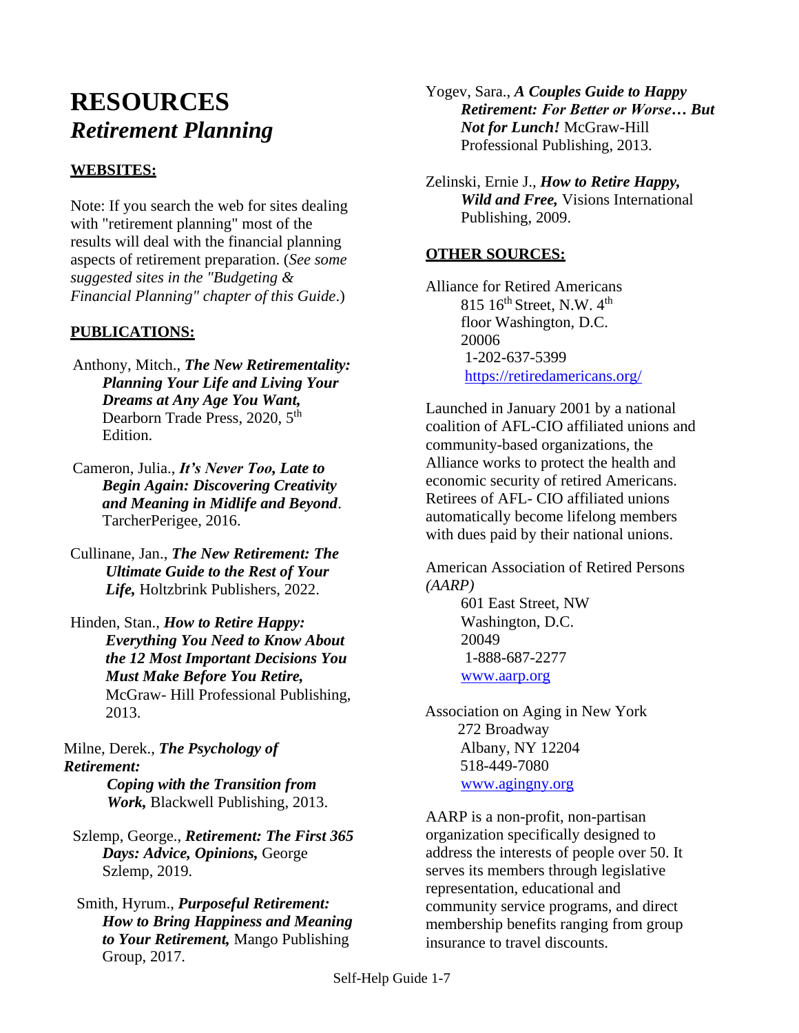# RESOURCES
## *Retirement Planning*

**WEBSITES:**

Note: If you search the web for sites dealing with "retirement planning" most of the results will deal with the financial planning aspects of retirement preparation. (*See some suggested sites in the "Budgeting & Financial Planning" chapter of this Guide*.)

**PUBLICATIONS:**

Anthony, Mitch., ***The New Retirementality: Planning Your Life and Living Your Dreams at Any Age You Want,*** Dearborn Trade Press, 2020, 5th Edition.

Cameron, Julia., ***It's Never Too, Late to Begin Again: Discovering Creativity and Meaning in Midlife and Beyond***. TarcherPerigee, 2016.

Cullinane, Jan., ***The New Retirement: The Ultimate Guide to the Rest of Your Life,*** Holtzbrink Publishers, 2022.

Hinden, Stan., ***How to Retire Happy: Everything You Need to Know About the 12 Most Important Decisions You Must Make Before You Retire,*** McGraw- Hill Professional Publishing, 2013.

Milne, Derek., ***The Psychology of Retirement: Coping with the Transition from Work,*** Blackwell Publishing, 2013.

Szlemp, George., ***Retirement: The First 365 Days: Advice, Opinions,*** George Szlemp, 2019.

Smith, Hyrum., ***Purposeful Retirement: How to Bring Happiness and Meaning to Your Retirement,*** Mango Publishing Group, 2017.

Yogev, Sara., ***A Couples Guide to Happy Retirement: For Better or Worse… But Not for Lunch!*** McGraw-Hill Professional Publishing, 2013.

Zelinski, Ernie J., ***How to Retire Happy, Wild and Free,*** Visions International Publishing, 2009.

**OTHER SOURCES:**

Alliance for Retired Americans
815 16th Street, N.W. 4th floor Washington, D.C. 20006
1-202-637-5399
https://retiredamericans.org/

Launched in January 2001 by a national coalition of AFL-CIO affiliated unions and community-based organizations, the Alliance works to protect the health and economic security of retired Americans. Retirees of AFL- CIO affiliated unions automatically become lifelong members with dues paid by their national unions.

American Association of Retired Persons *(AARP)*
601 East Street, NW
Washington, D.C. 20049
1-888-687-2277
www.aarp.org

Association on Aging in New York
272 Broadway
Albany, NY 12204
518-449-7080
www.agingny.org

AARP is a non-profit, non-partisan organization specifically designed to address the interests of people over 50. It serves its members through legislative representation, educational and community service programs, and direct membership benefits ranging from group insurance to travel discounts.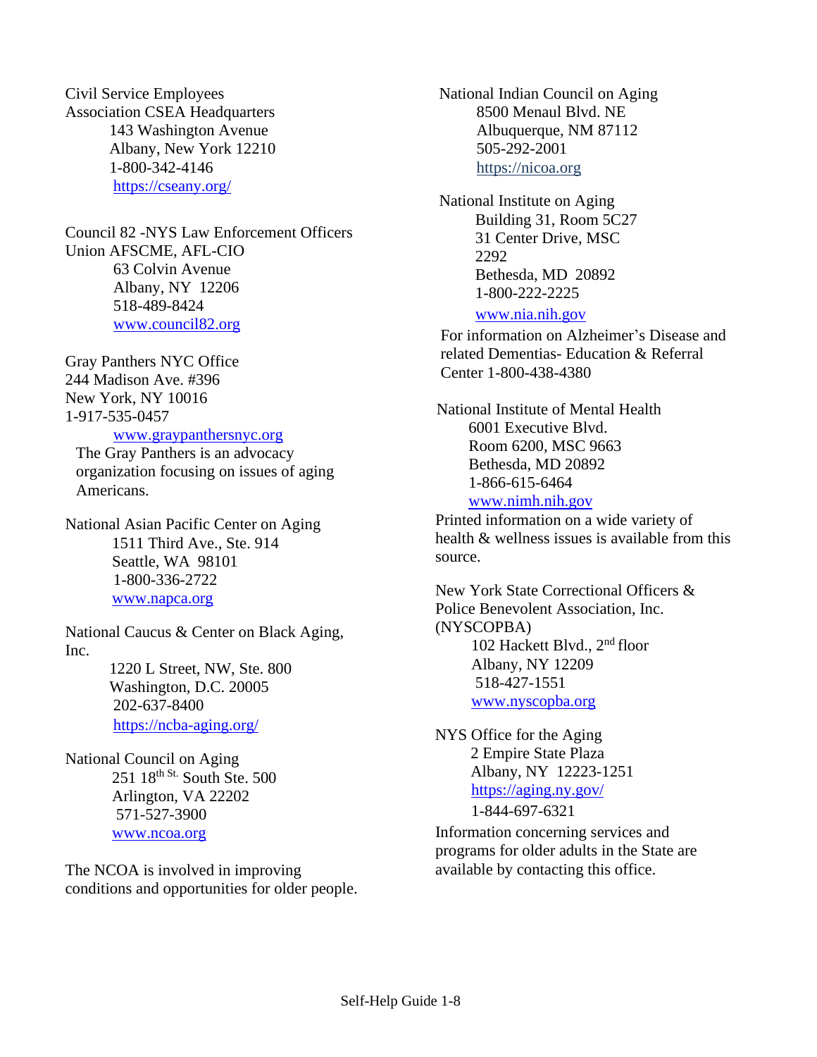Civil Service Employees Association CSEA Headquarters
143 Washington Avenue
Albany, New York 12210
1-800-342-4146
https://cseany.org/

Council 82 -NYS Law Enforcement Officers Union AFSCME, AFL-CIO
63 Colvin Avenue
Albany, NY 12206
518-489-8424
www.council82.org

Gray Panthers NYC Office
244 Madison Ave. #396
New York, NY 10016
1-917-535-0457
www.graypanthersnyc.org
The Gray Panthers is an advocacy organization focusing on issues of aging Americans.

National Asian Pacific Center on Aging
1511 Third Ave., Ste. 914
Seattle, WA 98101
1-800-336-2722
www.napca.org

National Caucus & Center on Black Aging, Inc.
1220 L Street, NW, Ste. 800
Washington, D.C. 20005
202-637-8400
https://ncba-aging.org/

National Council on Aging
251 18th St. South Ste. 500
Arlington, VA 22202
571-527-3900
www.ncoa.org

The NCOA is involved in improving conditions and opportunities for older people.

National Indian Council on Aging
8500 Menaul Blvd. NE
Albuquerque, NM 87112
505-292-2001
https://nicoa.org

National Institute on Aging
Building 31, Room 5C27
31 Center Drive, MSC 2292
Bethesda, MD 20892
1-800-222-2225
www.nia.nih.gov

For information on Alzheimer's Disease and related Dementias- Education & Referral Center 1-800-438-4380

National Institute of Mental Health
6001 Executive Blvd.
Room 6200, MSC 9663
Bethesda, MD 20892
1-866-615-6464
www.nimh.nih.gov

Printed information on a wide variety of health & wellness issues is available from this source.

New York State Correctional Officers & Police Benevolent Association, Inc. (NYSCOPBA)
102 Hackett Blvd., 2nd floor
Albany, NY 12209
518-427-1551
www.nyscopba.org

NYS Office for the Aging
2 Empire State Plaza
Albany, NY 12223-1251
https://aging.ny.gov/
1-844-697-6321

Information concerning services and programs for older adults in the State are available by contacting this office.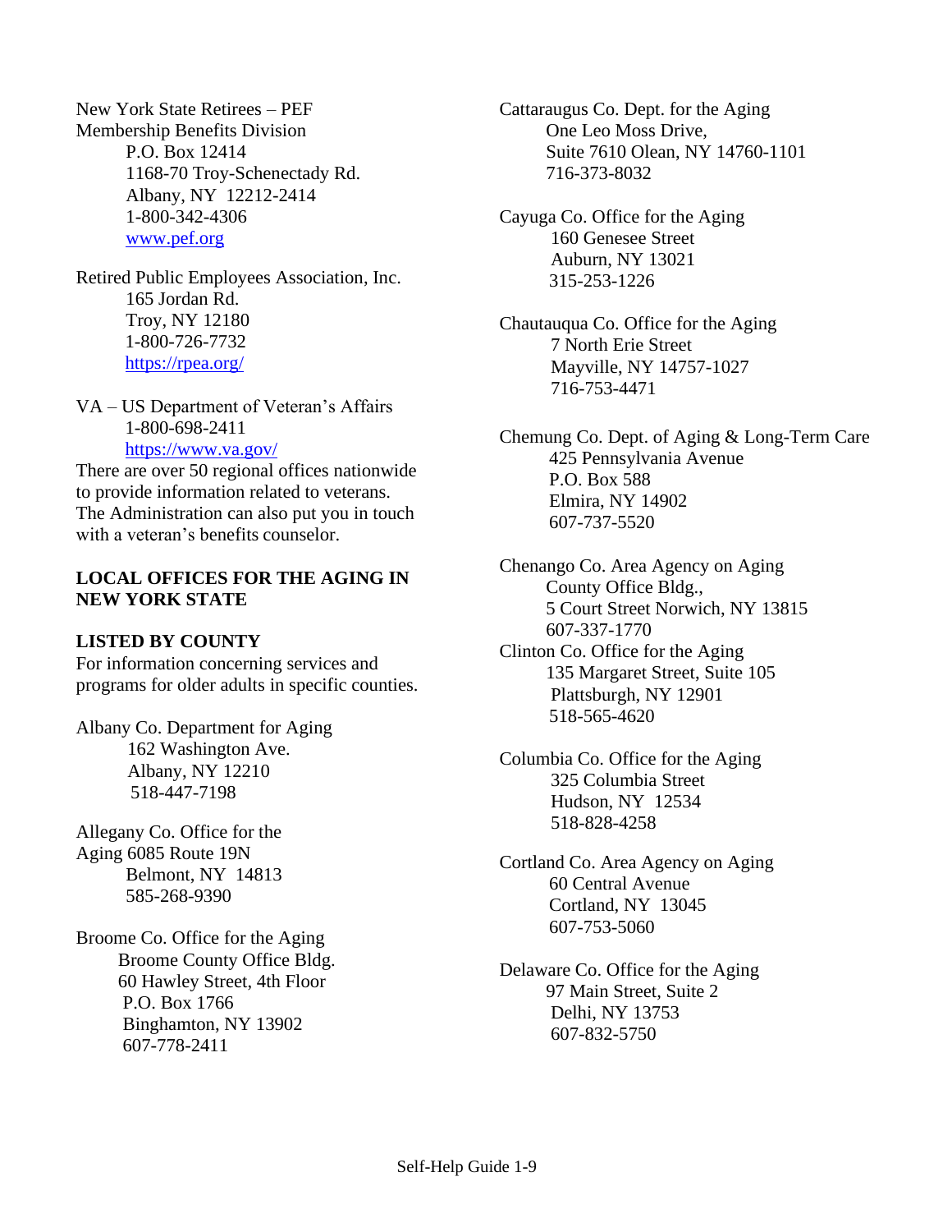New York State Retirees – PEF
Membership Benefits Division
P.O. Box 12414
1168-70 Troy-Schenectady Rd.
Albany, NY 12212-2414
1-800-342-4306
www.pef.org

Retired Public Employees Association, Inc.
165 Jordan Rd.
Troy, NY 12180
1-800-726-7732
https://rpea.org/

VA – US Department of Veteran's Affairs
1-800-698-2411
https://www.va.gov/

There are over 50 regional offices nationwide to provide information related to veterans. The Administration can also put you in touch with a veteran's benefits counselor.

**LOCAL OFFICES FOR THE AGING IN NEW YORK STATE**

**LISTED BY COUNTY**

For information concerning services and programs for older adults in specific counties.

Albany Co. Department for Aging
162 Washington Ave.
Albany, NY 12210
518-447-7198

Allegany Co. Office for the Aging 6085 Route 19N
Belmont, NY 14813
585-268-9390

Broome Co. Office for the Aging
Broome County Office Bldg.
60 Hawley Street, 4th Floor
P.O. Box 1766
Binghamton, NY 13902
607-778-2411

Cattaraugus Co. Dept. for the Aging
One Leo Moss Drive,
Suite 7610 Olean, NY 14760-1101
716-373-8032

Cayuga Co. Office for the Aging
160 Genesee Street
Auburn, NY 13021
315-253-1226

Chautauqua Co. Office for the Aging
7 North Erie Street
Mayville, NY 14757-1027
716-753-4471

Chemung Co. Dept. of Aging & Long-Term Care
425 Pennsylvania Avenue
P.O. Box 588
Elmira, NY 14902
607-737-5520

Chenango Co. Area Agency on Aging
County Office Bldg.,
5 Court Street Norwich, NY 13815
607-337-1770

Clinton Co. Office for the Aging
135 Margaret Street, Suite 105
Plattsburgh, NY 12901
518-565-4620

Columbia Co. Office for the Aging
325 Columbia Street
Hudson, NY 12534
518-828-4258

Cortland Co. Area Agency on Aging
60 Central Avenue
Cortland, NY 13045
607-753-5060

Delaware Co. Office for the Aging
97 Main Street, Suite 2
Delhi, NY 13753
607-832-5750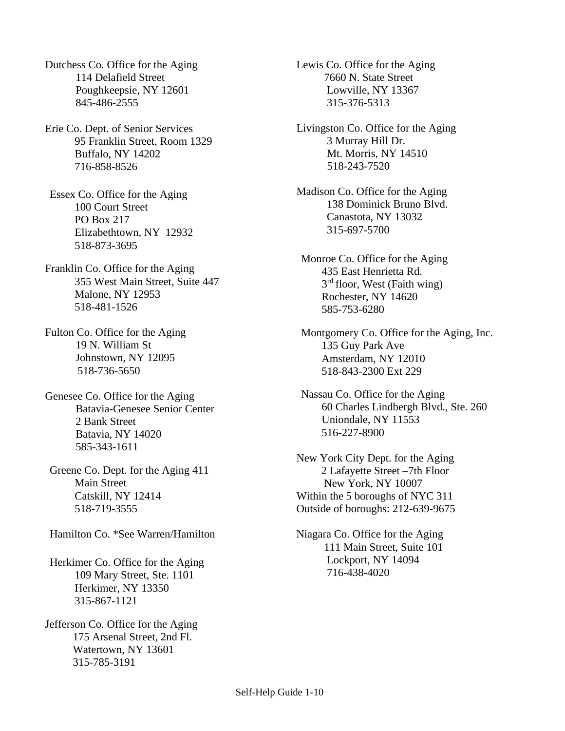Dutchess Co. Office for the Aging
114 Delafield Street
Poughkeepsie, NY 12601
845-486-2555

Erie Co. Dept. of Senior Services
95 Franklin Street, Room 1329
Buffalo, NY 14202
716-858-8526

Essex Co. Office for the Aging
100 Court Street
PO Box 217
Elizabethtown, NY 12932
518-873-3695

Franklin Co. Office for the Aging
355 West Main Street, Suite 447
Malone, NY 12953
518-481-1526

Fulton Co. Office for the Aging
19 N. William St
Johnstown, NY 12095
518-736-5650

Genesee Co. Office for the Aging
Batavia-Genesee Senior Center
2 Bank Street
Batavia, NY 14020
585-343-1611

Greene Co. Dept. for the Aging 411
Main Street
Catskill, NY 12414
518-719-3555

Hamilton Co. *See Warren/Hamilton

Herkimer Co. Office for the Aging
109 Mary Street, Ste. 1101
Herkimer, NY 13350
315-867-1121

Jefferson Co. Office for the Aging
175 Arsenal Street, 2nd Fl.
Watertown, NY 13601
315-785-3191

Lewis Co. Office for the Aging
7660 N. State Street
Lowville, NY 13367
315-376-5313

Livingston Co. Office for the Aging
3 Murray Hill Dr.
Mt. Morris, NY 14510
518-243-7520

Madison Co. Office for the Aging
138 Dominick Bruno Blvd.
Canastota, NY 13032
315-697-5700

Monroe Co. Office for the Aging
435 East Henrietta Rd.
3rd floor, West (Faith wing)
Rochester, NY 14620
585-753-6280

Montgomery Co. Office for the Aging, Inc.
135 Guy Park Ave
Amsterdam, NY 12010
518-843-2300 Ext 229

Nassau Co. Office for the Aging
60 Charles Lindbergh Blvd., Ste. 260
Uniondale, NY 11553
516-227-8900

New York City Dept. for the Aging
2 Lafayette Street –7th Floor
New York, NY 10007
Within the 5 boroughs of NYC 311
Outside of boroughs: 212-639-9675

Niagara Co. Office for the Aging
111 Main Street, Suite 101
Lockport, NY 14094
716-438-4020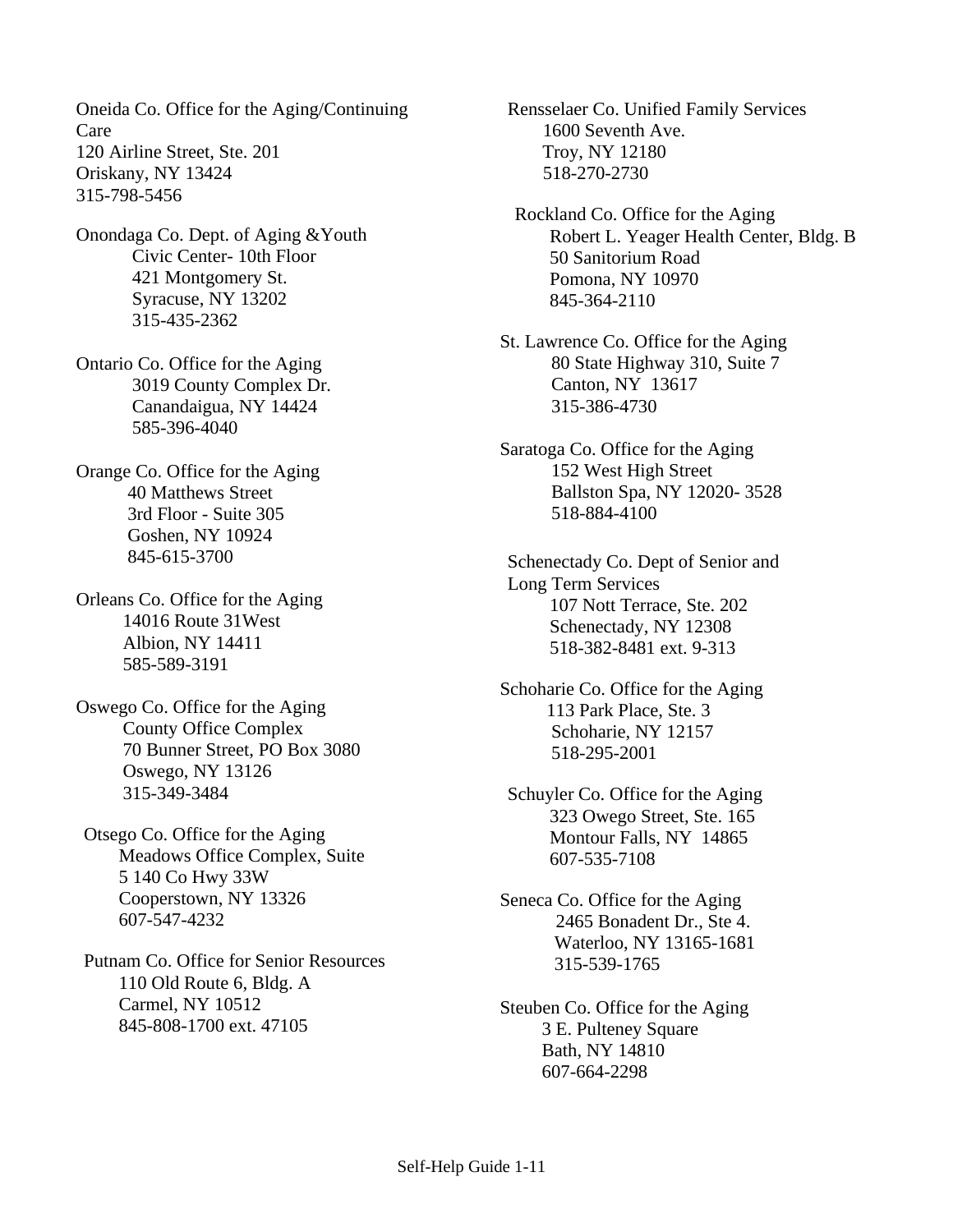Oneida Co. Office for the Aging/Continuing Care
120 Airline Street, Ste. 201
Oriskany, NY 13424
315-798-5456

Onondaga Co. Dept. of Aging &Youth
Civic Center- 10th Floor
421 Montgomery St.
Syracuse, NY 13202
315-435-2362

Ontario Co. Office for the Aging
3019 County Complex Dr.
Canandaigua, NY 14424
585-396-4040

Orange Co. Office for the Aging
40 Matthews Street
3rd Floor - Suite 305
Goshen, NY 10924
845-615-3700

Orleans Co. Office for the Aging
14016 Route 31West
Albion, NY 14411
585-589-3191

Oswego Co. Office for the Aging
County Office Complex
70 Bunner Street, PO Box 3080
Oswego, NY 13126
315-349-3484

Otsego Co. Office for the Aging
Meadows Office Complex, Suite
5 140 Co Hwy 33W
Cooperstown, NY 13326
607-547-4232

Putnam Co. Office for Senior Resources
110 Old Route 6, Bldg. A
Carmel, NY 10512
845-808-1700 ext. 47105

Rensselaer Co. Unified Family Services
1600 Seventh Ave.
Troy, NY 12180
518-270-2730

Rockland Co. Office for the Aging
Robert L. Yeager Health Center, Bldg. B
50 Sanitorium Road
Pomona, NY 10970
845-364-2110

St. Lawrence Co. Office for the Aging
80 State Highway 310, Suite 7
Canton, NY 13617
315-386-4730

Saratoga Co. Office for the Aging
152 West High Street
Ballston Spa, NY 12020- 3528
518-884-4100

Schenectady Co. Dept of Senior and Long Term Services
107 Nott Terrace, Ste. 202
Schenectady, NY 12308
518-382-8481 ext. 9-313

Schoharie Co. Office for the Aging
113 Park Place, Ste. 3
Schoharie, NY 12157
518-295-2001

Schuyler Co. Office for the Aging
323 Owego Street, Ste. 165
Montour Falls, NY 14865
607-535-7108

Seneca Co. Office for the Aging
2465 Bonadent Dr., Ste 4.
Waterloo, NY 13165-1681
315-539-1765

Steuben Co. Office for the Aging
3 E. Pulteney Square
Bath, NY 14810
607-664-2298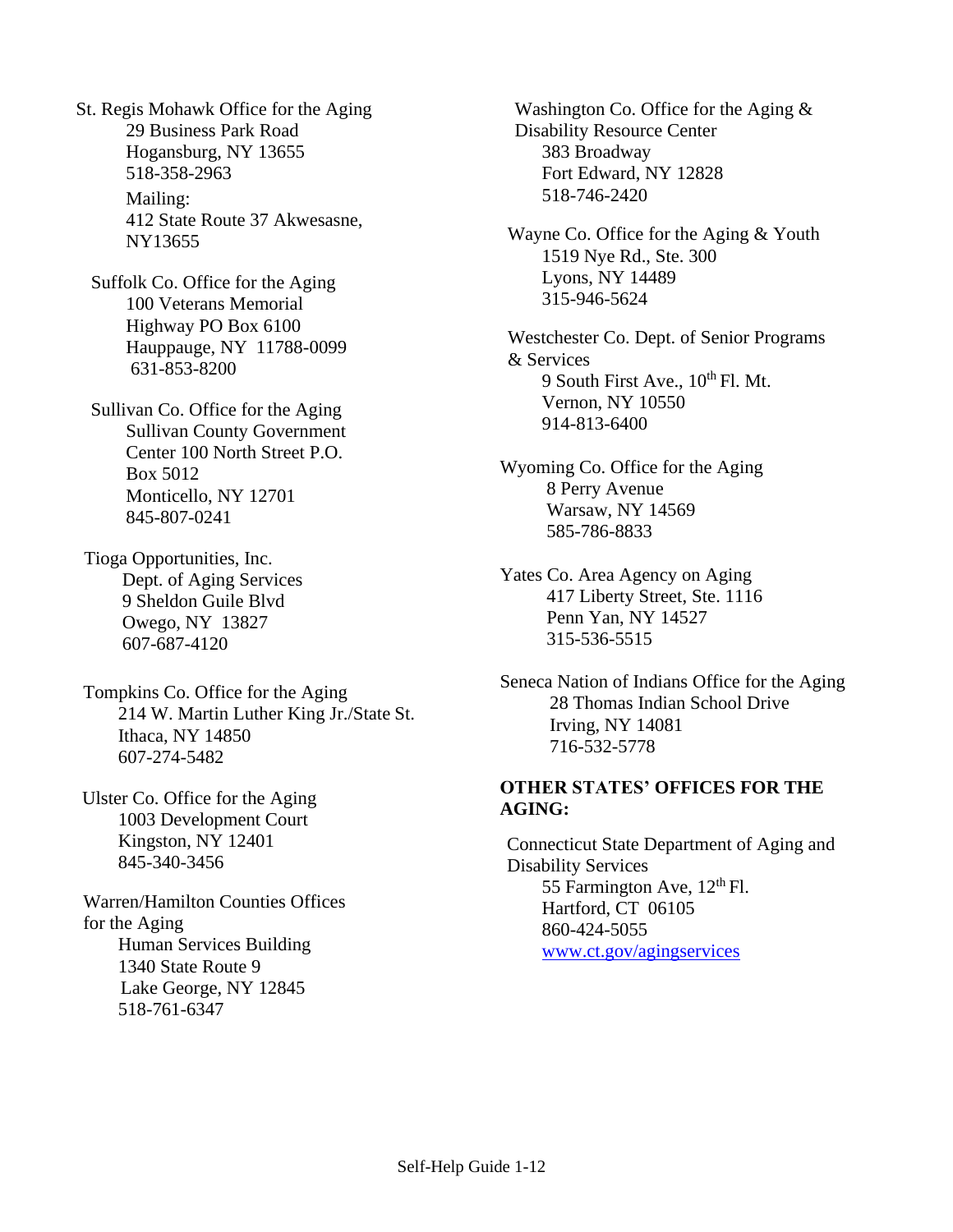St. Regis Mohawk Office for the Aging
29 Business Park Road
Hogansburg, NY 13655
518-358-2963
Mailing:
412 State Route 37 Akwesasne, NY13655

Suffolk Co. Office for the Aging
100 Veterans Memorial Highway PO Box 6100
Hauppauge, NY 11788-0099
631-853-8200

Sullivan Co. Office for the Aging
Sullivan County Government Center 100 North Street P.O. Box 5012
Monticello, NY 12701
845-807-0241

Tioga Opportunities, Inc.
Dept. of Aging Services
9 Sheldon Guile Blvd
Owego, NY 13827
607-687-4120

Tompkins Co. Office for the Aging
214 W. Martin Luther King Jr./State St.
Ithaca, NY 14850
607-274-5482

Ulster Co. Office for the Aging
1003 Development Court
Kingston, NY 12401
845-340-3456

Warren/Hamilton Counties Offices for the Aging
Human Services Building
1340 State Route 9
Lake George, NY 12845
518-761-6347

Washington Co. Office for the Aging & Disability Resource Center
383 Broadway
Fort Edward, NY 12828
518-746-2420

Wayne Co. Office for the Aging & Youth
1519 Nye Rd., Ste. 300
Lyons, NY 14489
315-946-5624

Westchester Co. Dept. of Senior Programs & Services
9 South First Ave., 10th Fl. Mt. Vernon, NY 10550
914-813-6400

Wyoming Co. Office for the Aging
8 Perry Avenue
Warsaw, NY 14569
585-786-8833

Yates Co. Area Agency on Aging
417 Liberty Street, Ste. 1116
Penn Yan, NY 14527
315-536-5515

Seneca Nation of Indians Office for the Aging
28 Thomas Indian School Drive
Irving, NY 14081
716-532-5778

**OTHER STATES' OFFICES FOR THE AGING:**

Connecticut State Department of Aging and Disability Services
55 Farmington Ave, 12th Fl.
Hartford, CT 06105
860-424-5055
www.ct.gov/agingservices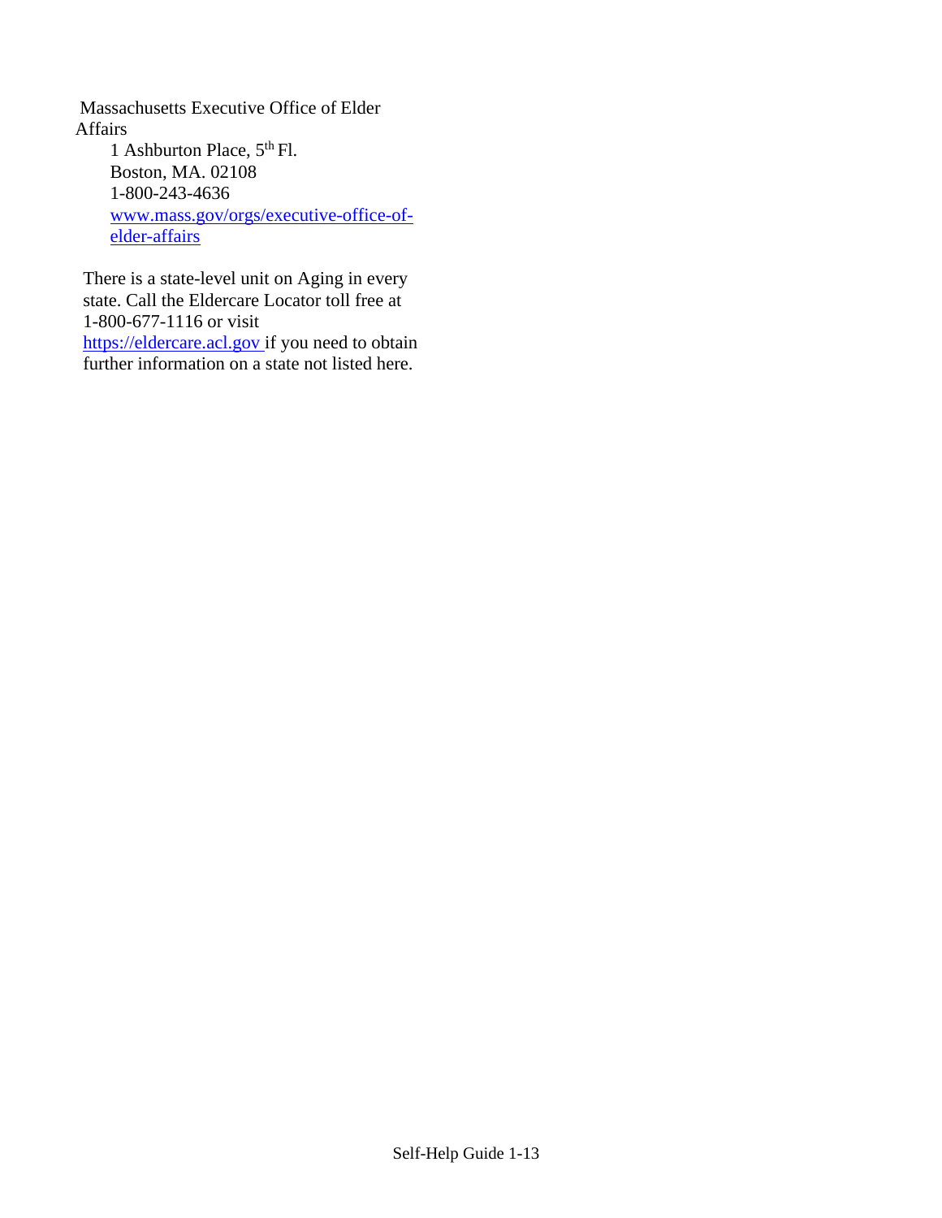Massachusetts Executive Office of Elder Affairs
1 Ashburton Place, 5th Fl.
Boston, MA. 02108
1-800-243-4636
www.mass.gov/orgs/executive-office-of-elder-affairs

There is a state-level unit on Aging in every state. Call the Eldercare Locator toll free at 1-800-677-1116 or visit https://eldercare.acl.gov if you need to obtain further information on a state not listed here.